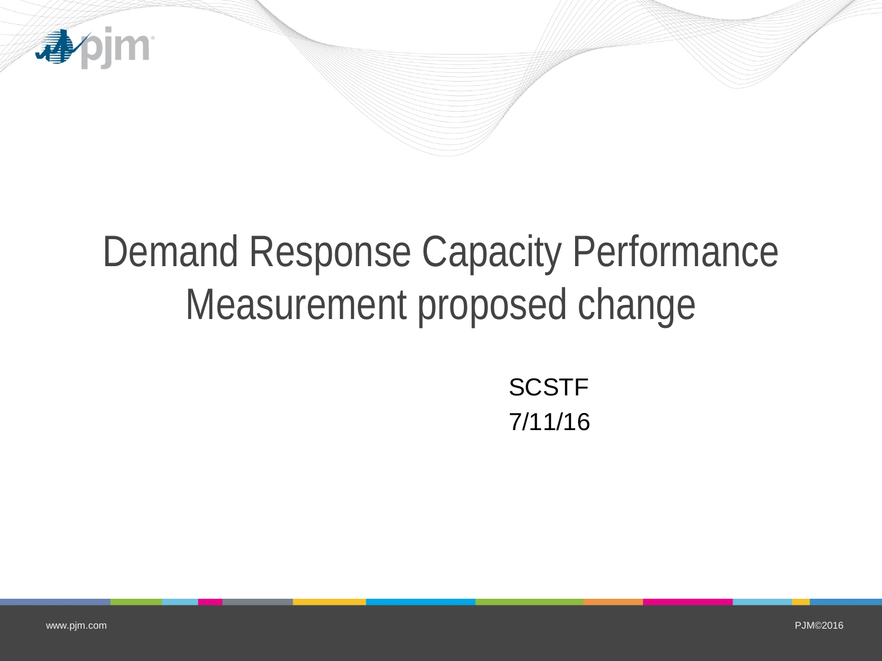# Demand Response Capacity Performance Measurement proposed change

SCSTF

7/11/16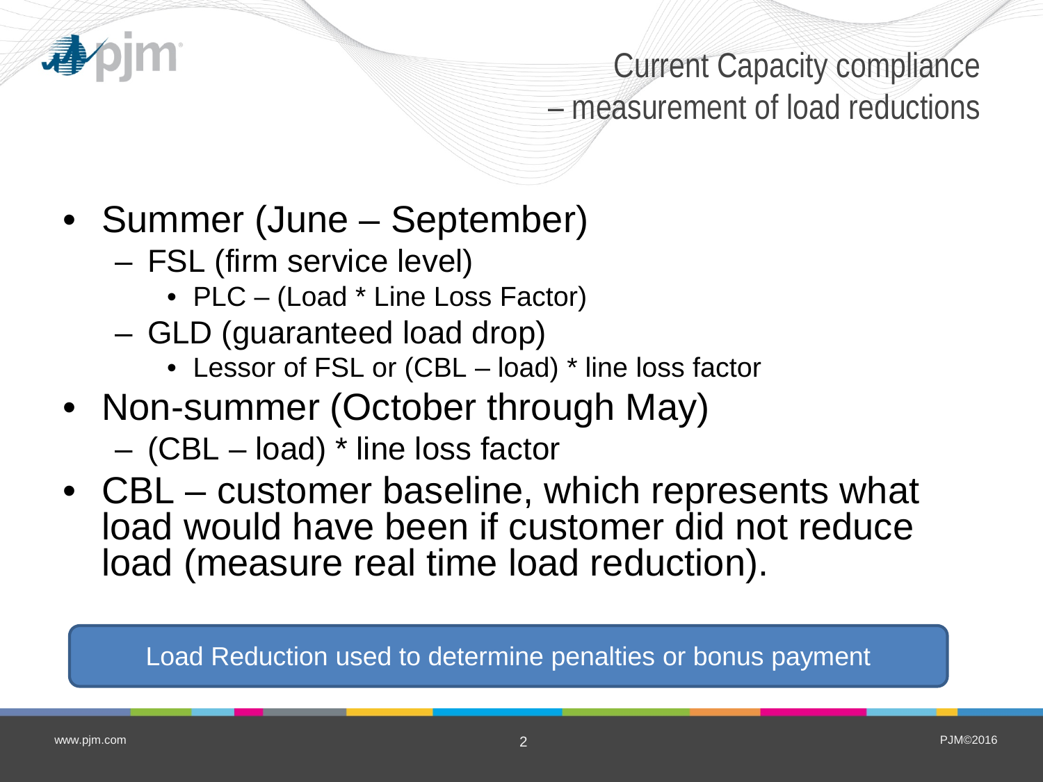# Current Capacity compliance – measurement of load reductions

- Summer (June – September)
  - FSL (firm service level)
    - PLC – (Load * Line Loss Factor)
  - GLD (guaranteed load drop)
    - Lessor of FSL or (CBL – load) * line loss factor
- Non-summer (October through May)
  - (CBL – load) * line loss factor
- CBL – customer baseline, which represents what load would have been if customer did not reduce load (measure real time load reduction).

Load Reduction used to determine penalties or bonus payment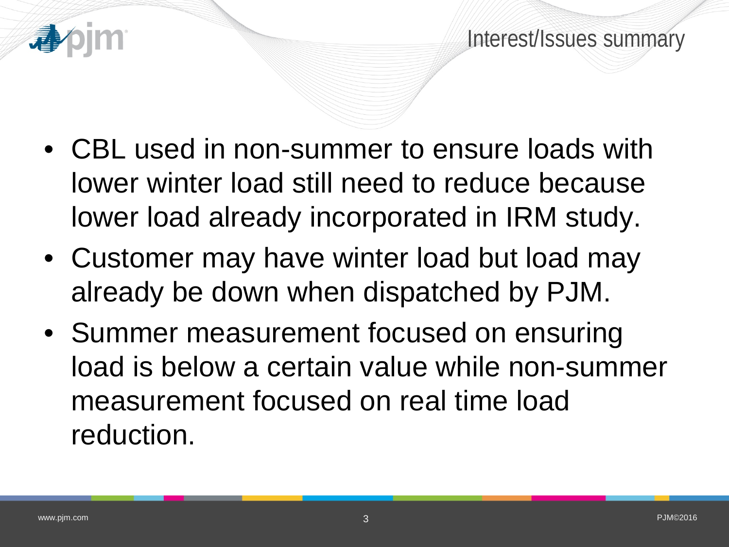# Interest/Issues summary

- CBL used in non-summer to ensure loads with lower winter load still need to reduce because lower load already incorporated in IRM study.
- Customer may have winter load but load may already be down when dispatched by PJM.
- Summer measurement focused on ensuring load is below a certain value while non-summer measurement focused on real time load reduction.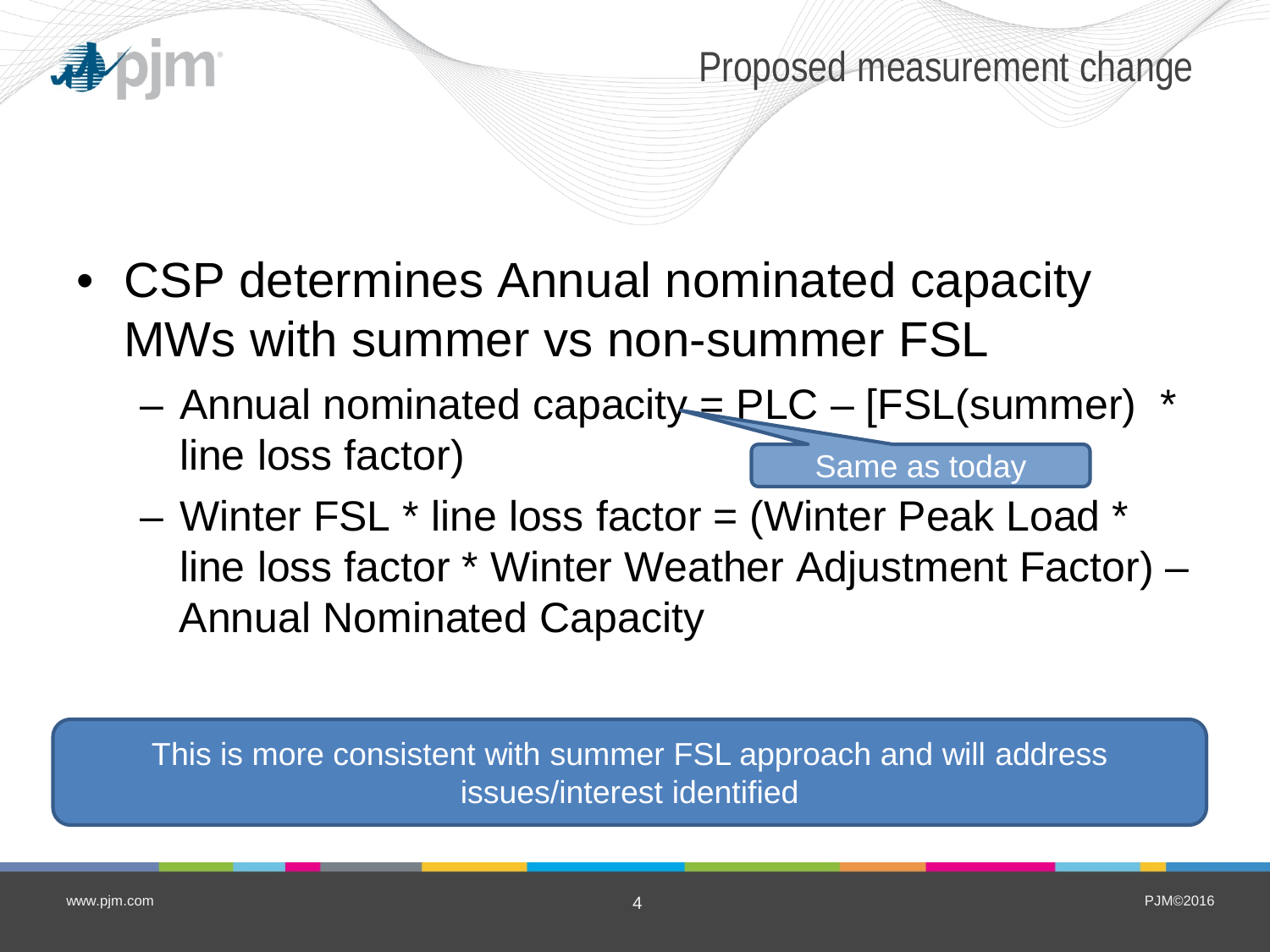## Proposed measurement change

- CSP determines Annual nominated capacity MWs with summer vs non-summer FSL
  - Annual nominated capacity = PLC – [FSL(summer) * line loss factor)
  
    Same as today
  - Winter FSL * line loss factor = (Winter Peak Load * line loss factor * Winter Weather Adjustment Factor) – Annual Nominated Capacity

This is more consistent with summer FSL approach and will address issues/interest identified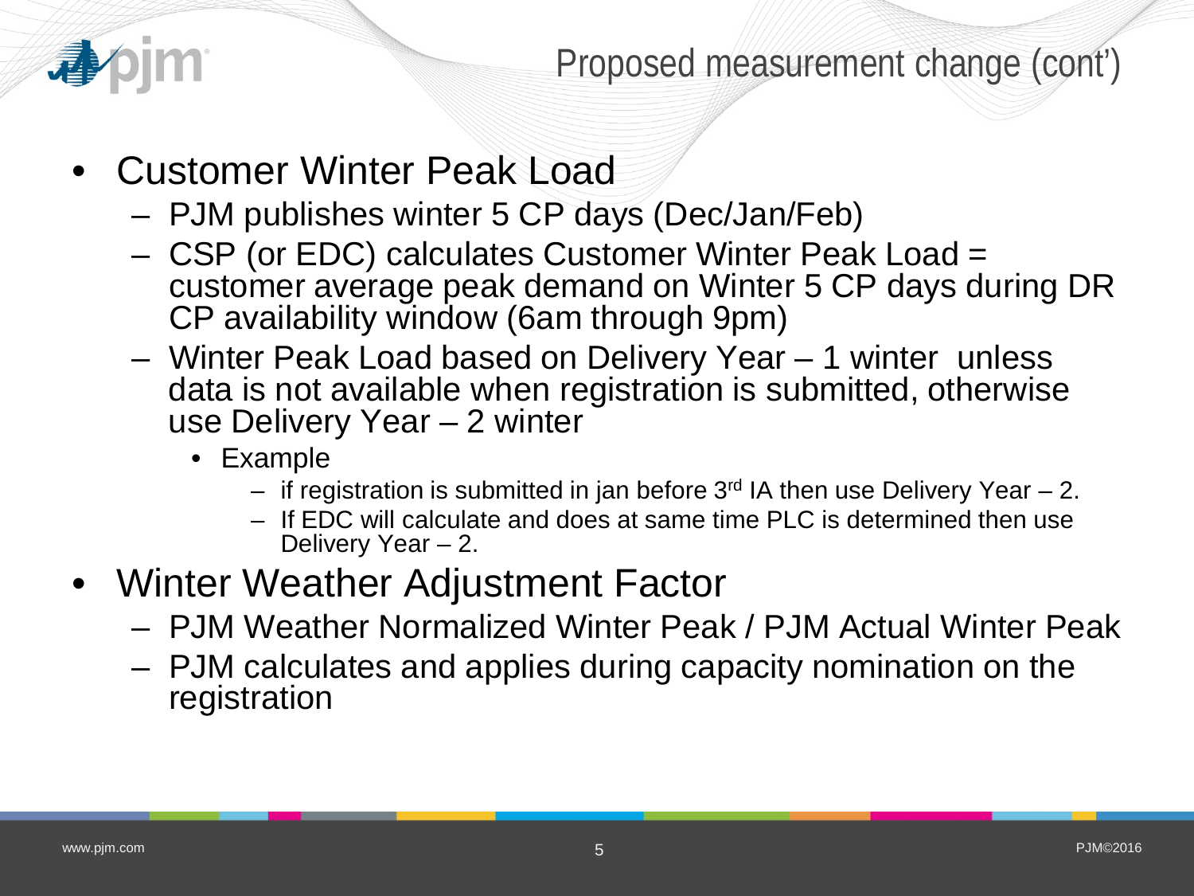# Proposed measurement change (cont')

- Customer Winter Peak Load
  - PJM publishes winter 5 CP days (Dec/Jan/Feb)
  - CSP (or EDC) calculates Customer Winter Peak Load = customer average peak demand on Winter 5 CP days during DR CP availability window (6am through 9pm)
  - Winter Peak Load based on Delivery Year – 1 winter unless data is not available when registration is submitted, otherwise use Delivery Year – 2 winter
    - Example
      - if registration is submitted in jan before 3rd IA then use Delivery Year – 2.
      - If EDC will calculate and does at same time PLC is determined then use Delivery Year – 2.
- Winter Weather Adjustment Factor
  - PJM Weather Normalized Winter Peak / PJM Actual Winter Peak
  - PJM calculates and applies during capacity nomination on the registration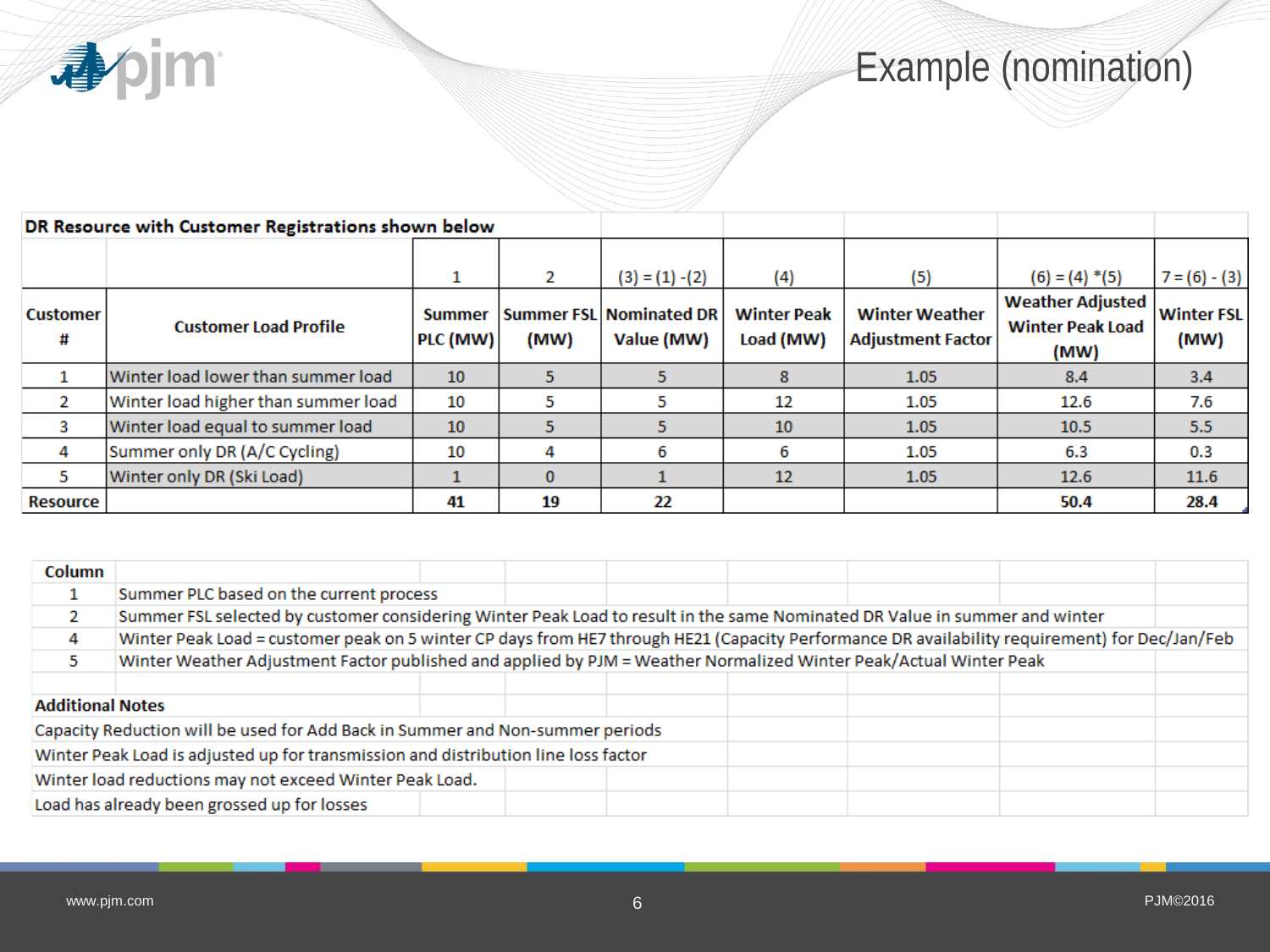# Example (nomination)

**DR Resource with Customer Registrations shown below**

| | | 1 | 2 | (3) = (1) -(2) | (4) | (5) | (6) = (4) *(5) | 7 = (6) - (3) |
|---|---|---|---|---|---|---|---|---|
| **Customer #** | **Customer Load Profile** | **Summer PLC (MW)** | **Summer FSL (MW)** | **Nominated DR Value (MW)** | **Winter Peak Load (MW)** | **Winter Weather Adjustment Factor** | **Weather Adjusted Winter Peak Load (MW)** | **Winter FSL (MW)** |
| 1 | Winter load lower than summer load | 10 | 5 | 5 | 8 | 1.05 | 8.4 | 3.4 |
| 2 | Winter load higher than summer load | 10 | 5 | 5 | 12 | 1.05 | 12.6 | 7.6 |
| 3 | Winter load equal to summer load | 10 | 5 | 5 | 10 | 1.05 | 10.5 | 5.5 |
| 4 | Summer only DR (A/C Cycling) | 10 | 4 | 6 | 6 | 1.05 | 6.3 | 0.3 |
| 5 | Winter only DR (Ski Load) | 1 | 0 | 1 | 12 | 1.05 | 12.6 | 11.6 |
| **Resource** | | **41** | **19** | **22** | | | **50.4** | **28.4** |

| Column | |
|---|---|
| 1 | Summer PLC based on the current process |
| 2 | Summer FSL selected by customer considering Winter Peak Load to result in the same Nominated DR Value in summer and winter |
| 4 | Winter Peak Load = customer peak on 5 winter CP days from HE7 through HE21 (Capacity Performance DR availability requirement) for Dec/Jan/Feb |
| 5 | Winter Weather Adjustment Factor published and applied by PJM = Weather Normalized Winter Peak/Actual Winter Peak |

**Additional Notes**

Capacity Reduction will be used for Add Back in Summer and Non-summer periods

Winter Peak Load is adjusted up for transmission and distribution line loss factor

Winter load reductions may not exceed Winter Peak Load.

Load has already been grossed up for losses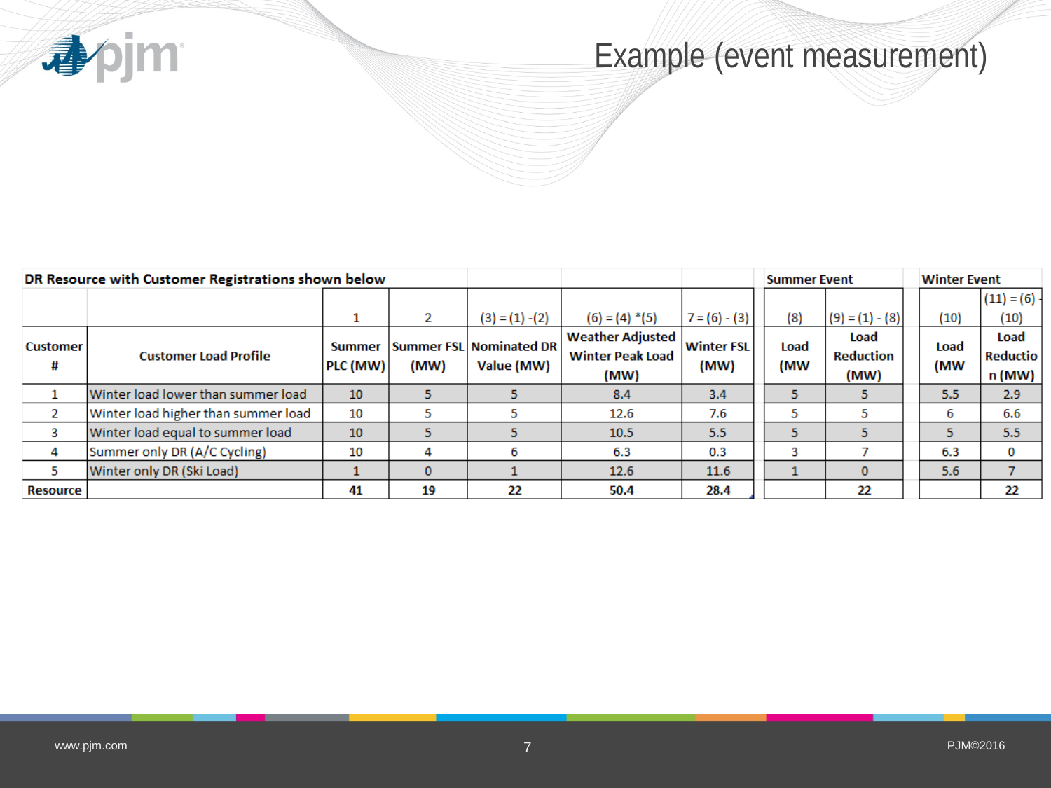# Example (event measurement)

| DR Resource with Customer Registrations shown below | | | | | | | | Summer Event | | Winter Event | |
|---|---|---|---|---|---|---|---|---|---|---|---|
| | | 1 | 2 | (3) = (1) - (2) | (6) = (4) * (5) | 7 = (6) - (3) | | (8) | (9) = (1) - (8) | (10) | (11) = (6) - (10) |
| Customer # | Customer Load Profile | Summer PLC (MW) | Summer FSL (MW) | Nominated DR Value (MW) | Weather Adjusted Winter Peak Load (MW) | Winter FSL (MW) | | Load (MW | Load Reduction (MW) | Load (MW | Load Reduction (MW) |
| 1 | Winter load lower than summer load | 10 | 5 | 5 | 8.4 | 3.4 | | 5 | 5 | 5.5 | 2.9 |
| 2 | Winter load higher than summer load | 10 | 5 | 5 | 12.6 | 7.6 | | 5 | 5 | 6 | 6.6 |
| 3 | Winter load equal to summer load | 10 | 5 | 5 | 10.5 | 5.5 | | 5 | 5 | 5 | 5.5 |
| 4 | Summer only DR (A/C Cycling) | 10 | 4 | 6 | 6.3 | 0.3 | | 3 | 7 | 6.3 | 0 |
| 5 | Winter only DR (Ski Load) | 1 | 0 | 1 | 12.6 | 11.6 | | 1 | 0 | 5.6 | 7 |
| **Resource** | | **41** | **19** | **22** | **50.4** | **28.4** | | | **22** | | **22** |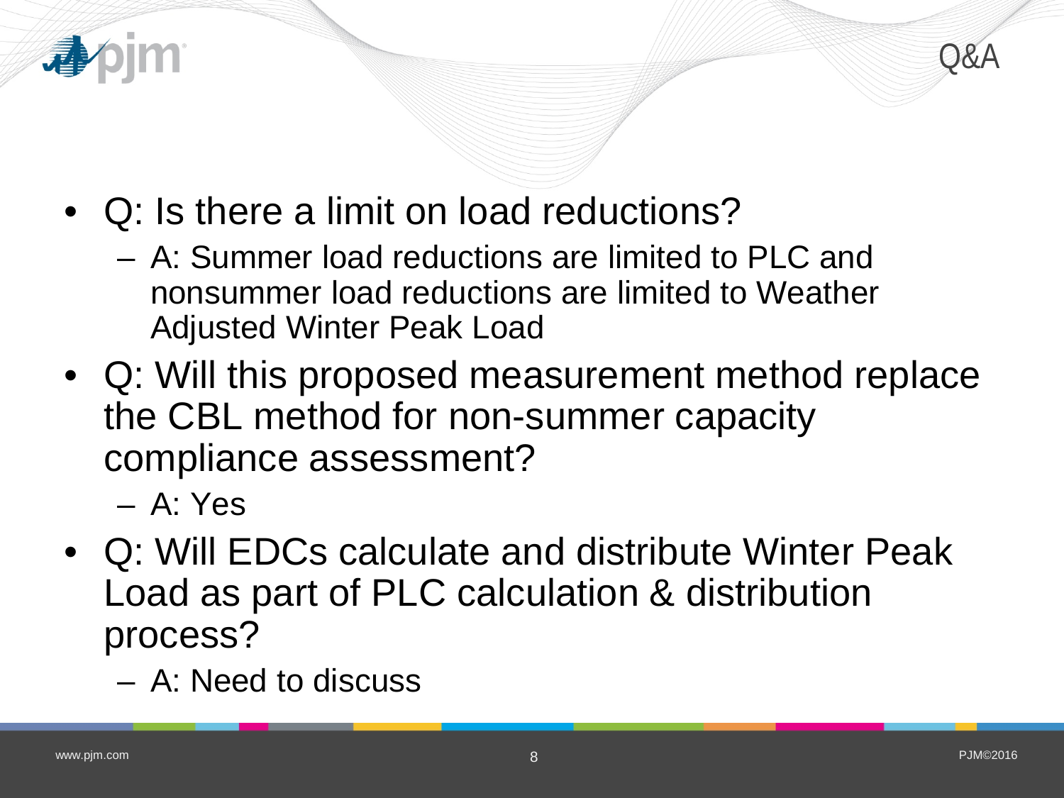# Q&A

- Q: Is there a limit on load reductions?
  - A: Summer load reductions are limited to PLC and nonsummer load reductions are limited to Weather Adjusted Winter Peak Load
- Q: Will this proposed measurement method replace the CBL method for non-summer capacity compliance assessment?
  - A: Yes
- Q: Will EDCs calculate and distribute Winter Peak Load as part of PLC calculation & distribution process?
  - A: Need to discuss